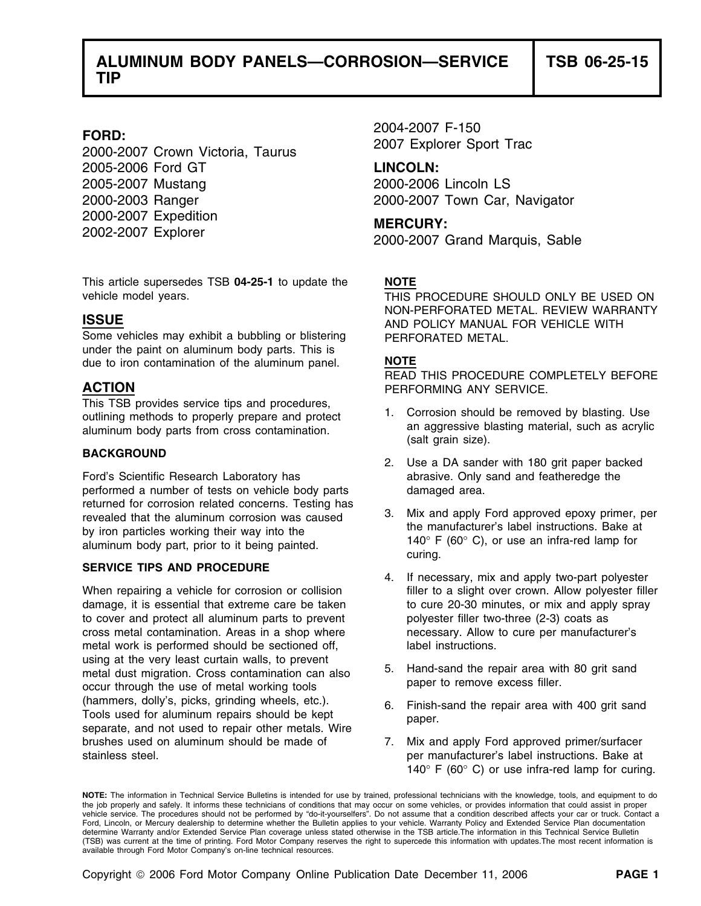# ALUMINUM BODY PANELS—CORROSION—SERVICE TIP

# TSB 06-25-15

**FORD:**
2000-2007 Crown Victoria, Taurus
2005-2006 Ford GT
2005-2007 Mustang
2000-2003 Ranger
2000-2007 Expedition
2002-2007 Explorer
2004-2007 F-150
2007 Explorer Sport Trac

**LINCOLN:**
2000-2006 Lincoln LS
2000-2007 Town Car, Navigator

**MERCURY:**
2000-2007 Grand Marquis, Sable

This article supersedes TSB **04-25-1** to update the vehicle model years.

## ISSUE

Some vehicles may exhibit a bubbling or blistering under the paint on aluminum body parts. This is due to iron contamination of the aluminum panel.

## ACTION

This TSB provides service tips and procedures, outlining methods to properly prepare and protect aluminum body parts from cross contamination.

### BACKGROUND

Ford's Scientific Research Laboratory has performed a number of tests on vehicle body parts returned for corrosion related concerns. Testing has revealed that the aluminum corrosion was caused by iron particles working their way into the aluminum body part, prior to it being painted.

### SERVICE TIPS AND PROCEDURE

When repairing a vehicle for corrosion or collision damage, it is essential that extreme care be taken to cover and protect all aluminum parts to prevent cross metal contamination. Areas in a shop where metal work is performed should be sectioned off, using at the very least curtain walls, to prevent metal dust migration. Cross contamination can also occur through the use of metal working tools (hammers, dolly's, picks, grinding wheels, etc.). Tools used for aluminum repairs should be kept separate, and not used to repair other metals. Wire brushes used on aluminum should be made of stainless steel.

**NOTE**
THIS PROCEDURE SHOULD ONLY BE USED ON NON-PERFORATED METAL. REVIEW WARRANTY AND POLICY MANUAL FOR VEHICLE WITH PERFORATED METAL.

**NOTE**
READ THIS PROCEDURE COMPLETELY BEFORE PERFORMING ANY SERVICE.

1. Corrosion should be removed by blasting. Use an aggressive blasting material, such as acrylic (salt grain size).
2. Use a DA sander with 180 grit paper backed abrasive. Only sand and featheredge the damaged area.
3. Mix and apply Ford approved epoxy primer, per the manufacturer's label instructions. Bake at 140° F (60° C), or use an infra-red lamp for curing.
4. If necessary, mix and apply two-part polyester filler to a slight over crown. Allow polyester filler to cure 20-30 minutes, or mix and apply spray polyester filler two-three (2-3) coats as necessary. Allow to cure per manufacturer's label instructions.
5. Hand-sand the repair area with 80 grit sand paper to remove excess filler.
6. Finish-sand the repair area with 400 grit sand paper.
7. Mix and apply Ford approved primer/surfacer per manufacturer's label instructions. Bake at 140° F (60° C) or use infra-red lamp for curing.

**NOTE:** The information in Technical Service Bulletins is intended for use by trained, professional technicians with the knowledge, tools, and equipment to do the job properly and safely. It informs these technicians of conditions that may occur on some vehicles, or provides information that could assist in proper vehicle service. The procedures should not be performed by "do-it-yourselfers". Do not assume that a condition described affects your car or truck. Contact a Ford, Lincoln, or Mercury dealership to determine whether the Bulletin applies to your vehicle. Warranty Policy and Extended Service Plan documentation determine Warranty and/or Extended Service Plan coverage unless stated otherwise in the TSB article.The information in this Technical Service Bulletin (TSB) was current at the time of printing. Ford Motor Company reserves the right to supercede this information with updates.The most recent information is available through Ford Motor Company's on-line technical resources.

Copyright © 2006 Ford Motor Company Online Publication Date December 11, 2006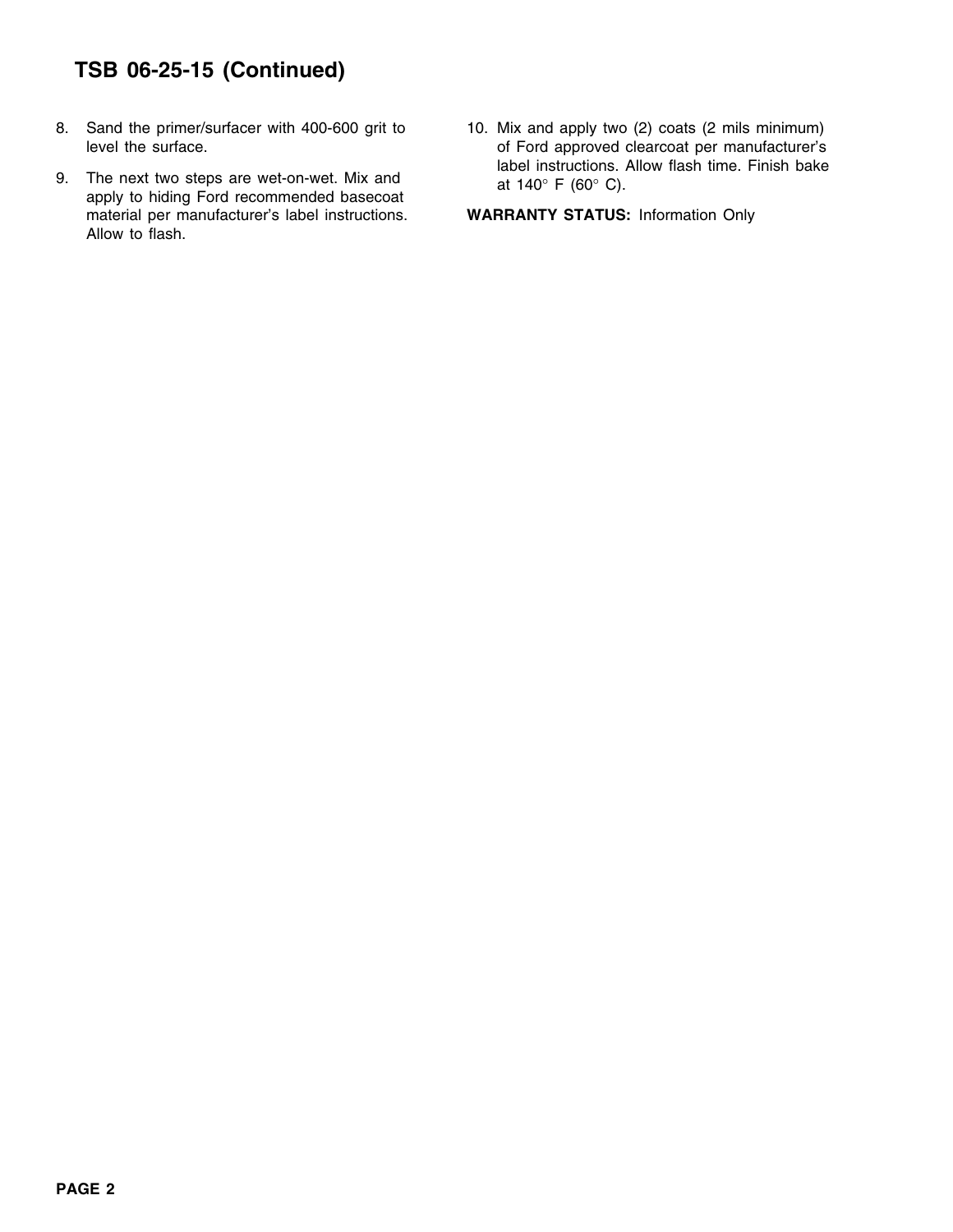# TSB 06-25-15 (Continued)

8. Sand the primer/surfacer with 400-600 grit to level the surface.
9. The next two steps are wet-on-wet. Mix and apply to hiding Ford recommended basecoat material per manufacturer's label instructions. Allow to flash.
10. Mix and apply two (2) coats (2 mils minimum) of Ford approved clearcoat per manufacturer's label instructions. Allow flash time. Finish bake at 140° F (60° C).

**WARRANTY STATUS:** Information Only